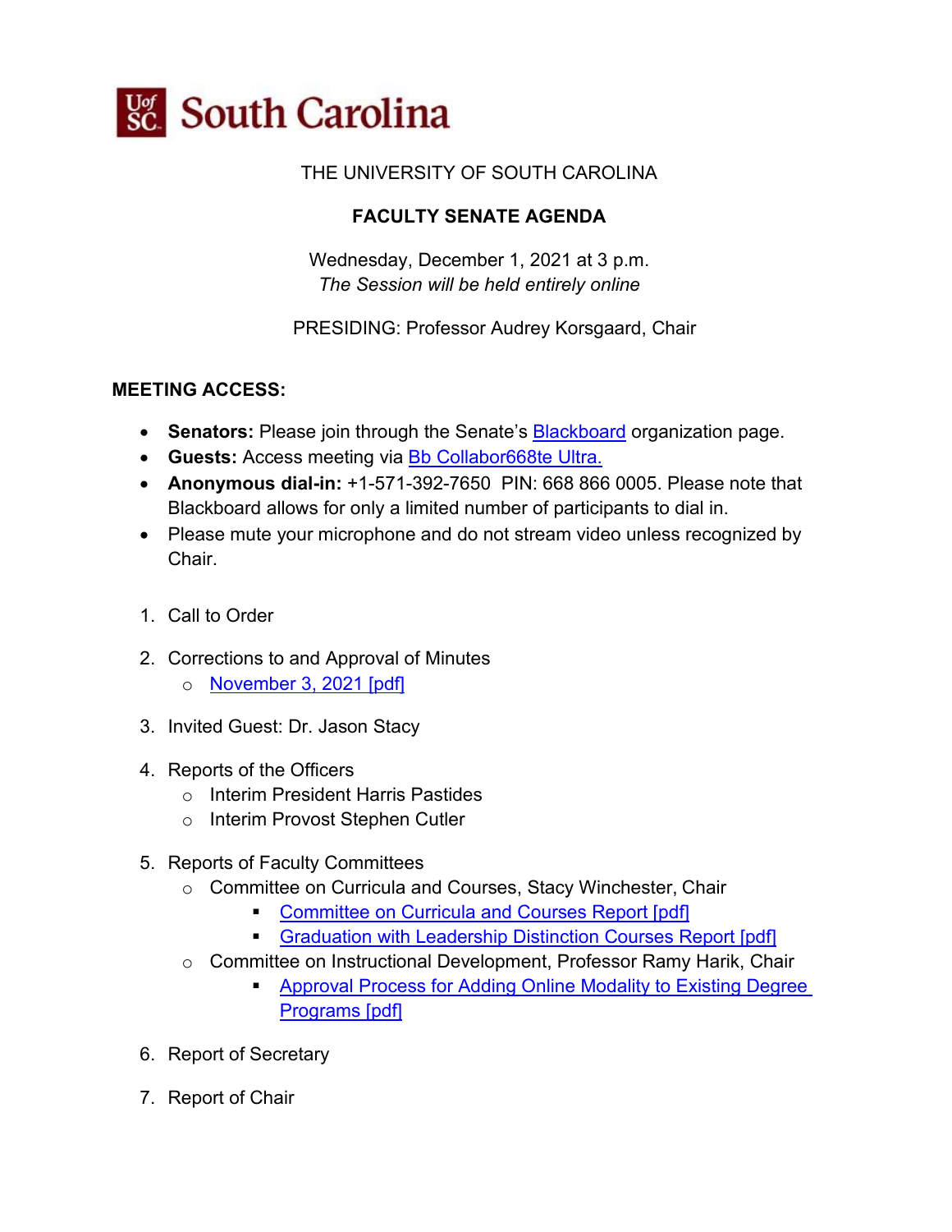# South Carolina

THE UNIVERSITY OF SOUTH CAROLINA

**FACULTY SENATE AGENDA**

Wednesday, December 1, 2021 at 3 p.m.
*The Session will be held entirely online*

PRESIDING: Professor Audrey Korsgaard, Chair

**MEETING ACCESS:**

- **Senators:** Please join through the Senate's [Blackboard]() organization page.
- **Guests:** Access meeting via [Bb Collabor668te Ultra.]()
- **Anonymous dial-in:** +1-571-392-7650 PIN: 668 866 0005. Please note that Blackboard allows for only a limited number of participants to dial in.
- Please mute your microphone and do not stream video unless recognized by Chair.

1. Call to Order
2. Corrections to and Approval of Minutes
   - [November 3, 2021 [pdf]]()
3. Invited Guest: Dr. Jason Stacy
4. Reports of the Officers
   - Interim President Harris Pastides
   - Interim Provost Stephen Cutler
5. Reports of Faculty Committees
   - Committee on Curricula and Courses, Stacy Winchester, Chair
     - [Committee on Curricula and Courses Report [pdf]]()
     - [Graduation with Leadership Distinction Courses Report [pdf]]()
   - Committee on Instructional Development, Professor Ramy Harik, Chair
     - [Approval Process for Adding Online Modality to Existing Degree Programs [pdf]]()
6. Report of Secretary
7. Report of Chair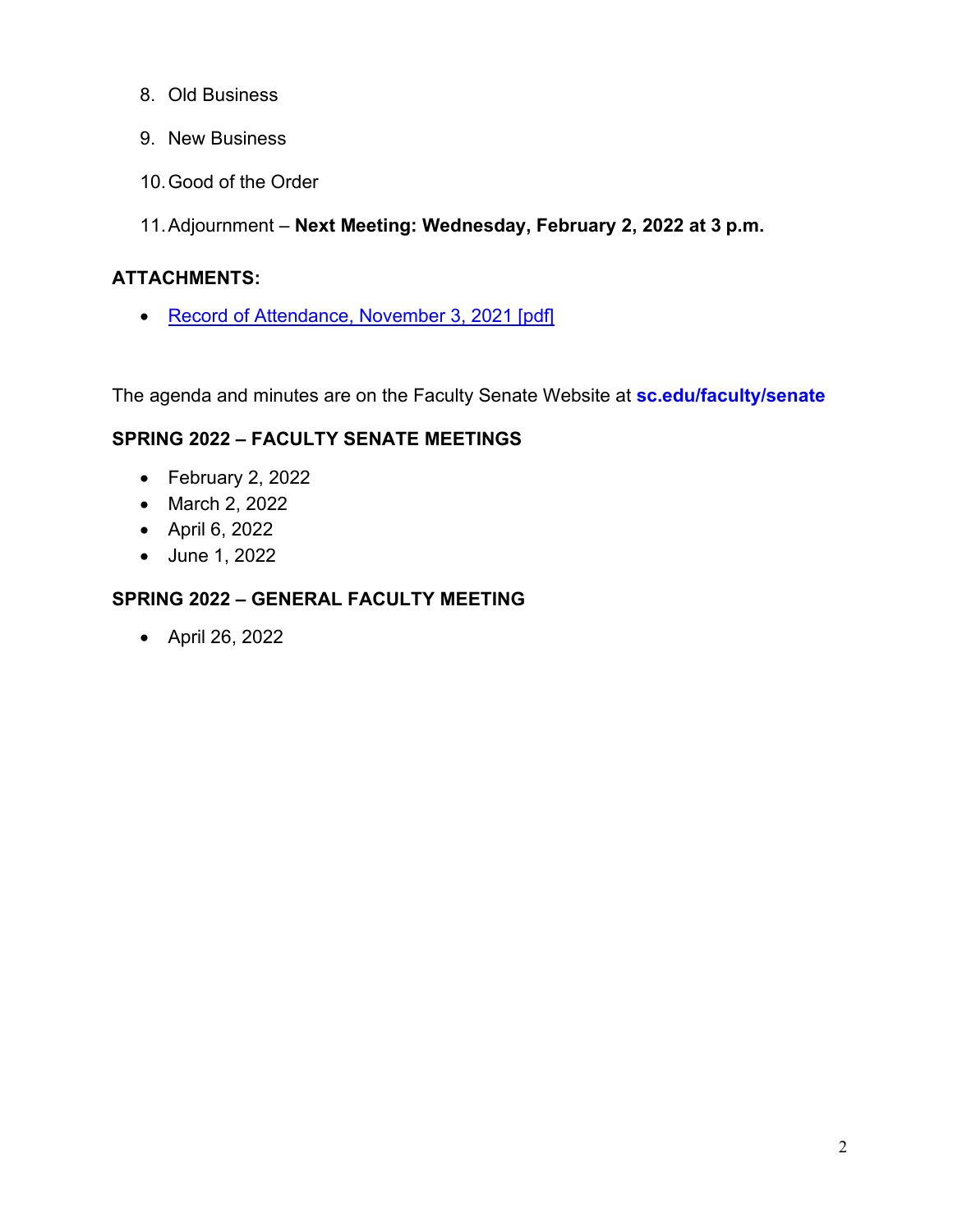8. Old Business

9. New Business

10. Good of the Order

11. Adjournment – **Next Meeting: Wednesday, February 2, 2022 at 3 p.m.**

## ATTACHMENTS:

- [Record of Attendance, November 3, 2021 [pdf]]

The agenda and minutes are on the Faculty Senate Website at **sc.edu/faculty/senate**

## SPRING 2022 – FACULTY SENATE MEETINGS

- February 2, 2022
- March 2, 2022
- April 6, 2022
- June 1, 2022

## SPRING 2022 – GENERAL FACULTY MEETING

- April 26, 2022